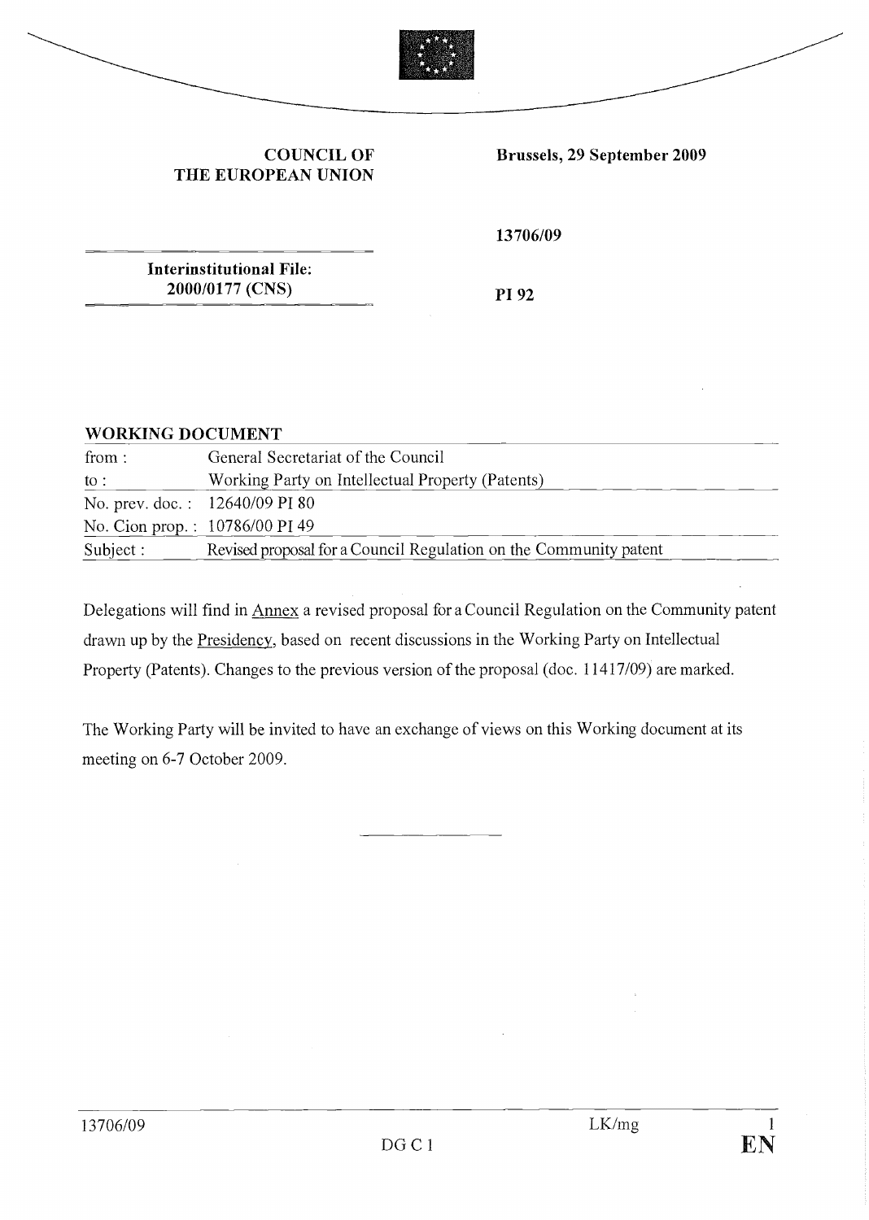**COUNCIL OF THE EUROPEAN UNION**

**Brussels, 29 September 2009**

**13706/09**

**Interinstitutional File: 2000/0177 (CNS)**

**PI 92**

**WORKING DOCUMENT**

| | |
|---|---|
| from : | General Secretariat of the Council |
| to : | Working Party on Intellectual Property (Patents) |
| No. prev. doc. : | 12640/09 PI 80 |
| No. Cion prop. : | 10786/00 PI 49 |
| Subject : | Revised proposal for a Council Regulation on the Community patent |

Delegations will find in Annex a revised proposal for a Council Regulation on the Community patent drawn up by the Presidency, based on recent discussions in the Working Party on Intellectual Property (Patents). Changes to the previous version of the proposal (doc. 11417/09) are marked.

The Working Party will be invited to have an exchange of views on this Working document at its meeting on 6-7 October 2009.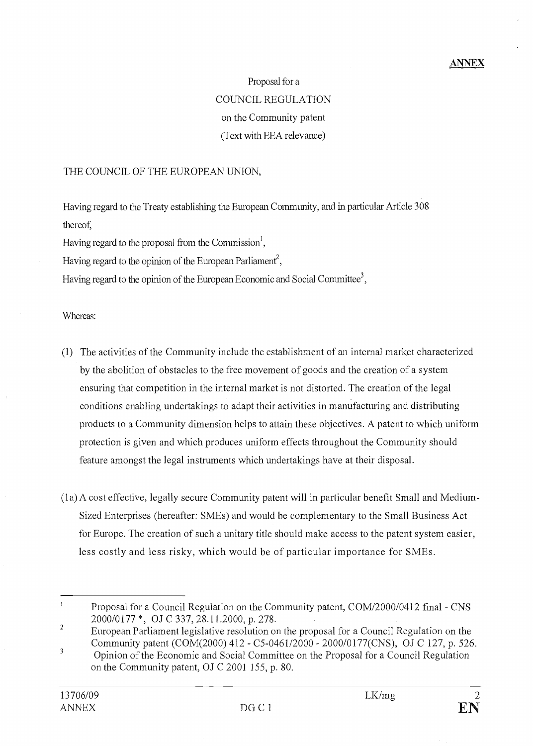**ANNEX**

Proposal for a
COUNCIL REGULATION
on the Community patent
(Text with EEA relevance)

THE COUNCIL OF THE EUROPEAN UNION,

Having regard to the Treaty establishing the European Community, and in particular Article 308 thereof,

Having regard to the proposal from the Commission[1],

Having regard to the opinion of the European Parliament[2],

Having regard to the opinion of the European Economic and Social Committee[3],

Whereas:

(1) The activities of the Community include the establishment of an internal market characterized by the abolition of obstacles to the free movement of goods and the creation of a system ensuring that competition in the internal market is not distorted. The creation of the legal conditions enabling undertakings to adapt their activities in manufacturing and distributing products to a Community dimension helps to attain these objectives. A patent to which uniform protection is given and which produces uniform effects throughout the Community should feature amongst the legal instruments which undertakings have at their disposal.

(1a) A cost effective, legally secure Community patent will in particular benefit Small and Medium-Sized Enterprises (hereafter: SMEs) and would be complementary to the Small Business Act for Europe. The creation of such a unitary title should make access to the patent system easier, less costly and less risky, which would be of particular importance for SMEs.

---

[1] Proposal for a Council Regulation on the Community patent, COM/2000/0412 final - CNS 2000/0177 *, OJ C 337, 28.11.2000, p. 278.

[2] European Parliament legislative resolution on the proposal for a Council Regulation on the Community patent (COM(2000) 412 - C5-0461/2000 - 2000/0177(CNS)), OJ C 127, p. 526.

[3] Opinion of the Economic and Social Committee on the Proposal for a Council Regulation on the Community patent, OJ C 2001 155, p. 80.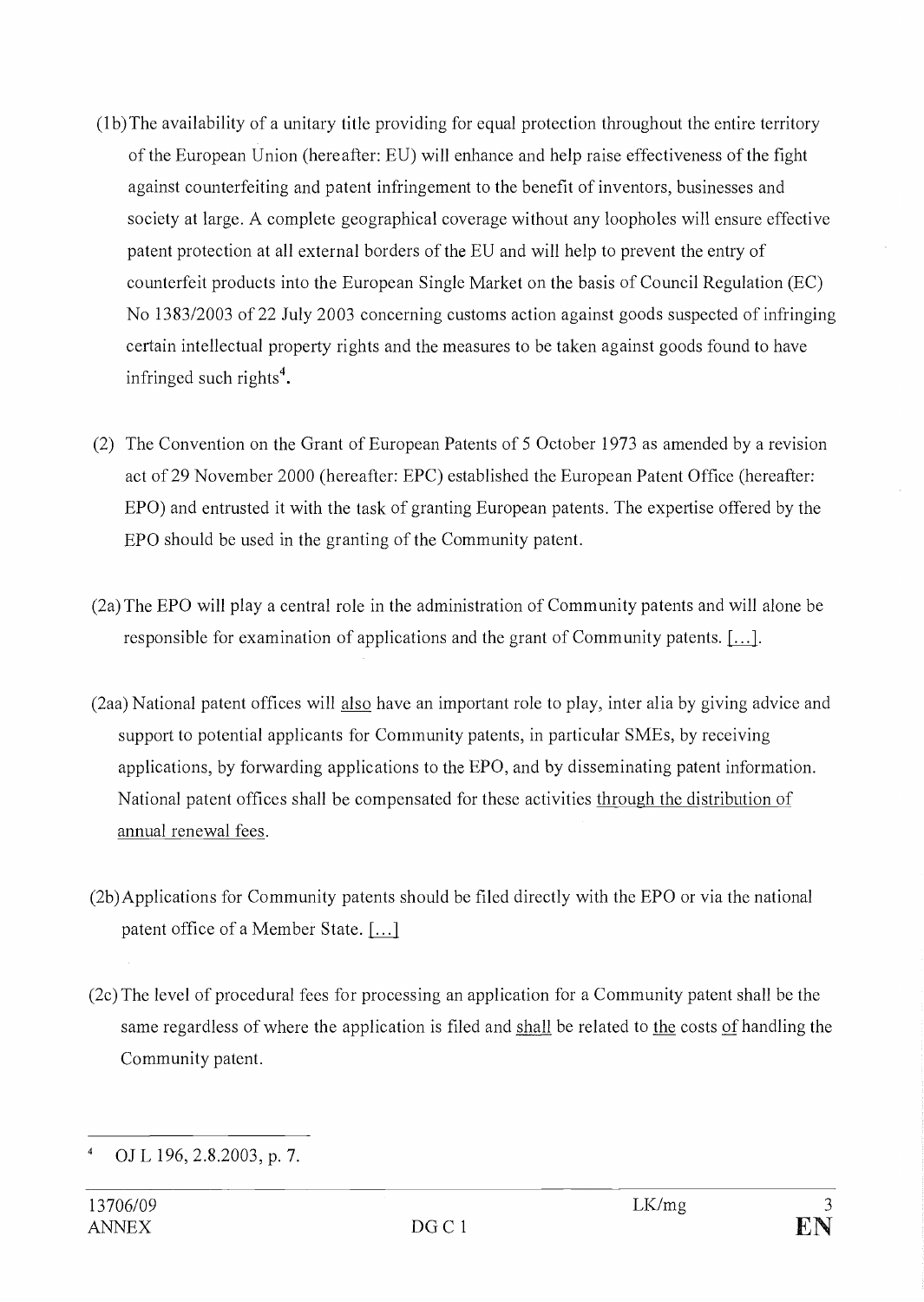(1b) The availability of a unitary title providing for equal protection throughout the entire territory of the European Union (hereafter: EU) will enhance and help raise effectiveness of the fight against counterfeiting and patent infringement to the benefit of inventors, businesses and society at large. A complete geographical coverage without any loopholes will ensure effective patent protection at all external borders of the EU and will help to prevent the entry of counterfeit products into the European Single Market on the basis of Council Regulation (EC) No 1383/2003 of 22 July 2003 concerning customs action against goods suspected of infringing certain intellectual property rights and the measures to be taken against goods found to have infringed such rights[4].

(2) The Convention on the Grant of European Patents of 5 October 1973 as amended by a revision act of 29 November 2000 (hereafter: EPC) established the European Patent Office (hereafter: EPO) and entrusted it with the task of granting European patents. The expertise offered by the EPO should be used in the granting of the Community patent.

(2a) The EPO will play a central role in the administration of Community patents and will alone be responsible for examination of applications and the grant of Community patents. [...].

(2aa) National patent offices will also have an important role to play, inter alia by giving advice and support to potential applicants for Community patents, in particular SMEs, by receiving applications, by forwarding applications to the EPO, and by disseminating patent information. National patent offices shall be compensated for these activities through the distribution of annual renewal fees.

(2b) Applications for Community patents should be filed directly with the EPO or via the national patent office of a Member State. [...]

(2c) The level of procedural fees for processing an application for a Community patent shall be the same regardless of where the application is filed and shall be related to the costs of handling the Community patent.

---

[4] OJ L 196, 2.8.2003, p. 7.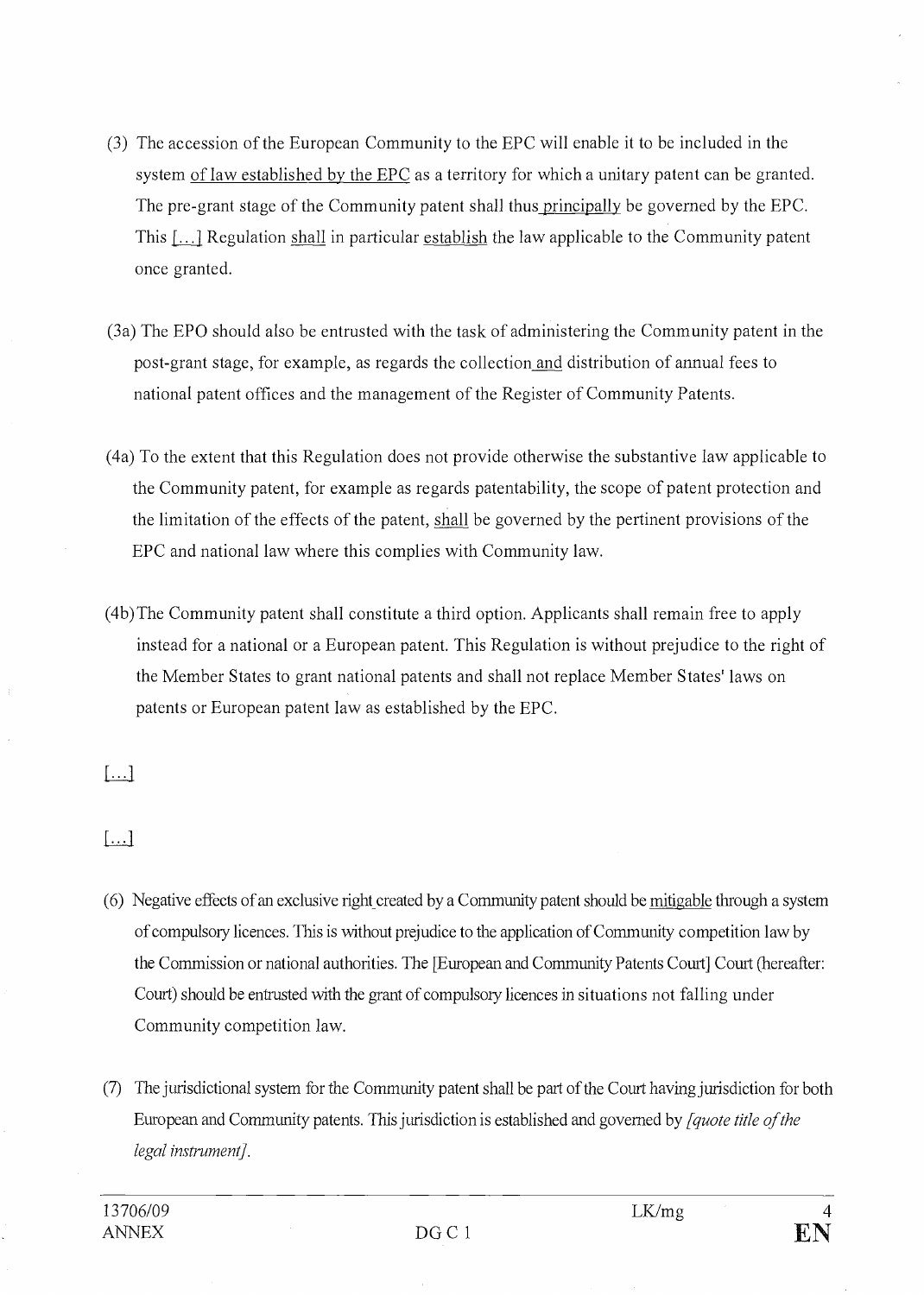(3) The accession of the European Community to the EPC will enable it to be included in the system of law established by the EPC as a territory for which a unitary patent can be granted. The pre-grant stage of the Community patent shall thus principally be governed by the EPC. This [...] Regulation shall in particular establish the law applicable to the Community patent once granted.

(3a) The EPO should also be entrusted with the task of administering the Community patent in the post-grant stage, for example, as regards the collection and distribution of annual fees to national patent offices and the management of the Register of Community Patents.

(4a) To the extent that this Regulation does not provide otherwise the substantive law applicable to the Community patent, for example as regards patentability, the scope of patent protection and the limitation of the effects of the patent, shall be governed by the pertinent provisions of the EPC and national law where this complies with Community law.

(4b) The Community patent shall constitute a third option. Applicants shall remain free to apply instead for a national or a European patent. This Regulation is without prejudice to the right of the Member States to grant national patents and shall not replace Member States' laws on patents or European patent law as established by the EPC.

[...]

[...]

(6) Negative effects of an exclusive right created by a Community patent should be mitigable through a system of compulsory licences. This is without prejudice to the application of Community competition law by the Commission or national authorities. The [European and Community Patents Court] Court (hereafter: Court) should be entrusted with the grant of compulsory licences in situations not falling under Community competition law.

(7) The jurisdictional system for the Community patent shall be part of the Court having jurisdiction for both European and Community patents. This jurisdiction is established and governed by *[quote title of the legal instrument]*.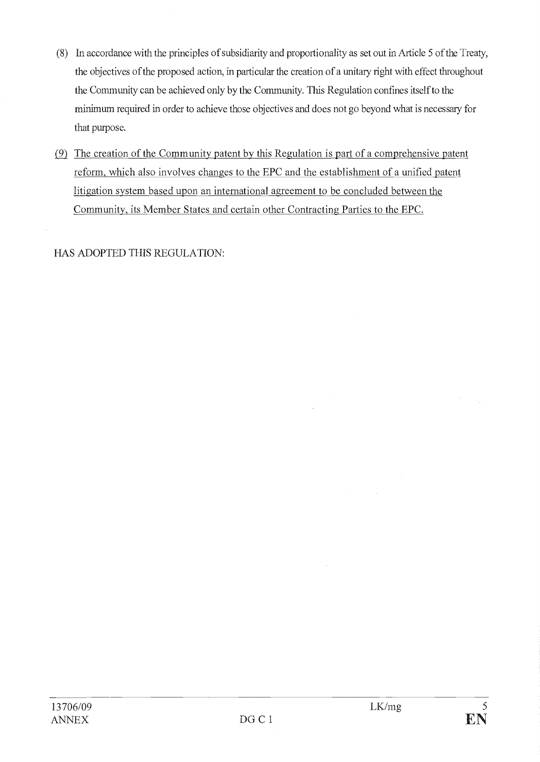(8) In accordance with the principles of subsidiarity and proportionality as set out in Article 5 of the Treaty, the objectives of the proposed action, in particular the creation of a unitary right with effect throughout the Community can be achieved only by the Community. This Regulation confines itself to the minimum required in order to achieve those objectives and does not go beyond what is necessary for that purpose.

<u>(9) The creation of the Community patent by this Regulation is part of a comprehensive patent reform, which also involves changes to the EPC and the establishment of a unified patent litigation system based upon an international agreement to be concluded between the Community, its Member States and certain other Contracting Parties to the EPC.</u>

HAS ADOPTED THIS REGULATION: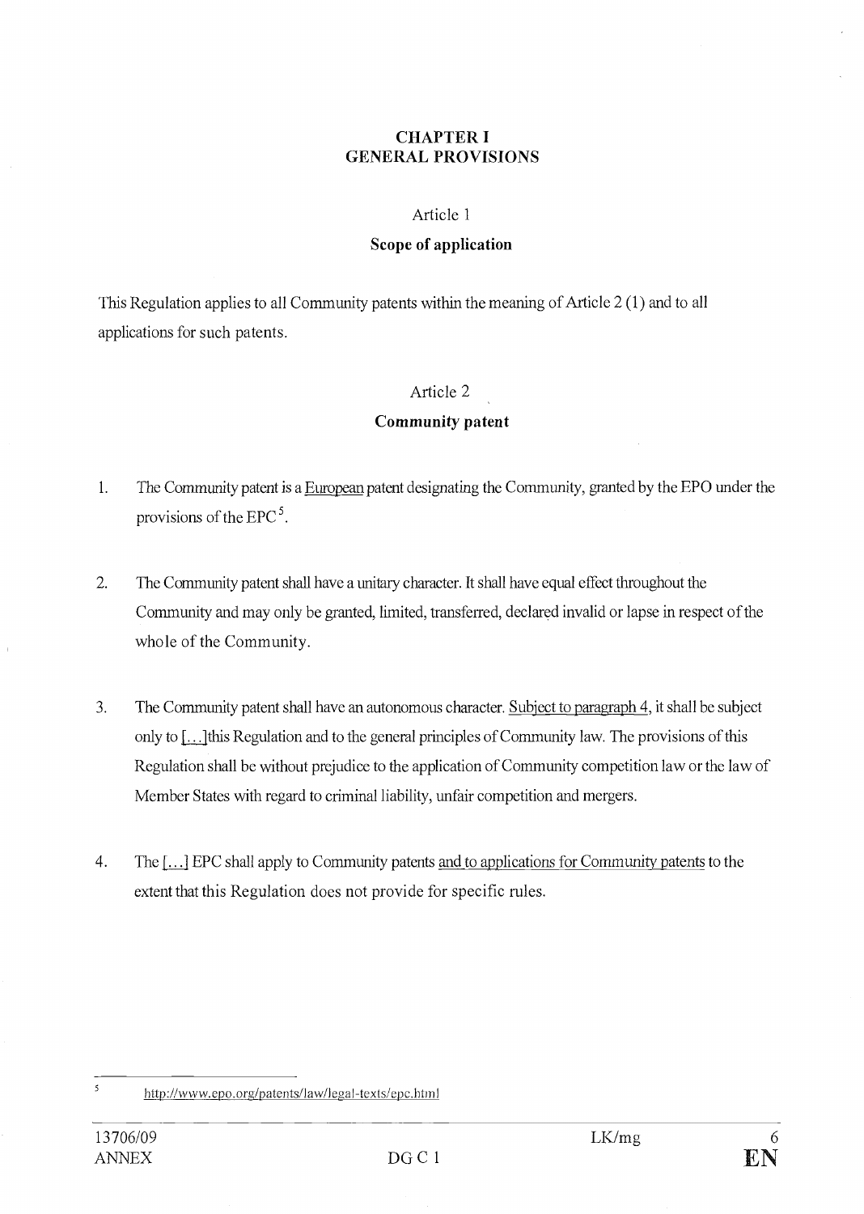# CHAPTER I
# GENERAL PROVISIONS

## Article 1

### Scope of application

This Regulation applies to all Community patents within the meaning of Article 2 (1) and to all applications for such patents.

## Article 2

### Community patent

1. The Community patent is a European patent designating the Community, granted by the EPO under the provisions of the EPC[5].

2. The Community patent shall have a unitary character. It shall have equal effect throughout the Community and may only be granted, limited, transferred, declared invalid or lapse in respect of the whole of the Community.

3. The Community patent shall have an autonomous character. Subject to paragraph 4, it shall be subject only to [...]this Regulation and to the general principles of Community law. The provisions of this Regulation shall be without prejudice to the application of Community competition law or the law of Member States with regard to criminal liability, unfair competition and mergers.

4. The [...] EPC shall apply to Community patents and to applications for Community patents to the extent that this Regulation does not provide for specific rules.

---

[5] http://www.epo.org/patents/law/legal-texts/epc.html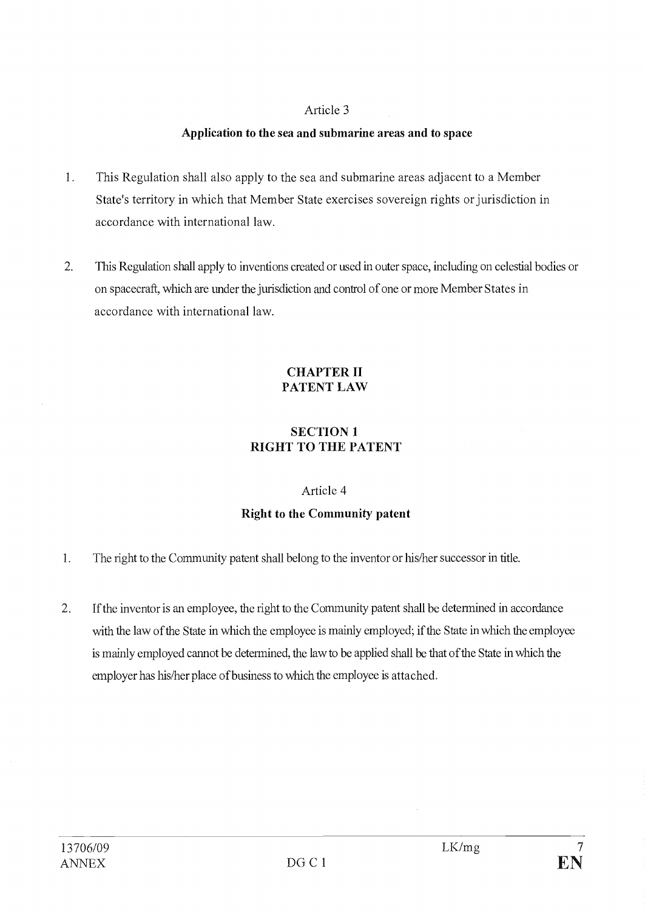Article 3

**Application to the sea and submarine areas and to space**

1. This Regulation shall also apply to the sea and submarine areas adjacent to a Member State's territory in which that Member State exercises sovereign rights or jurisdiction in accordance with international law.

2. This Regulation shall apply to inventions created or used in outer space, including on celestial bodies or on spacecraft, which are under the jurisdiction and control of one or more Member States in accordance with international law.

## CHAPTER II
## PATENT LAW

### SECTION 1
### RIGHT TO THE PATENT

Article 4

**Right to the Community patent**

1. The right to the Community patent shall belong to the inventor or his/her successor in title.

2. If the inventor is an employee, the right to the Community patent shall be determined in accordance with the law of the State in which the employee is mainly employed; if the State in which the employee is mainly employed cannot be determined, the law to be applied shall be that of the State in which the employer has his/her place of business to which the employee is attached.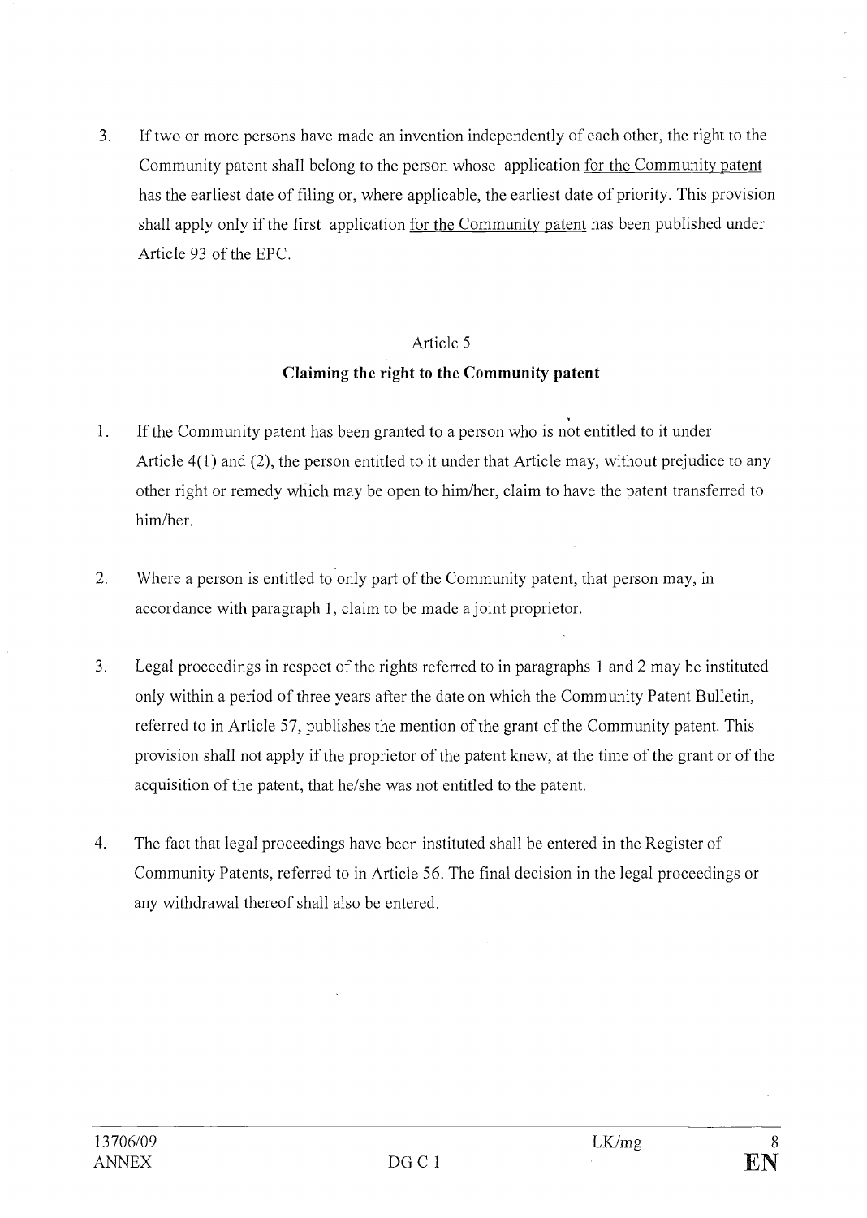3. If two or more persons have made an invention independently of each other, the right to the Community patent shall belong to the person whose application for the Community patent has the earliest date of filing or, where applicable, the earliest date of priority. This provision shall apply only if the first application for the Community patent has been published under Article 93 of the EPC.

Article 5

**Claiming the right to the Community patent**

1. If the Community patent has been granted to a person who is not entitled to it under Article 4(1) and (2), the person entitled to it under that Article may, without prejudice to any other right or remedy which may be open to him/her, claim to have the patent transferred to him/her.

2. Where a person is entitled to only part of the Community patent, that person may, in accordance with paragraph 1, claim to be made a joint proprietor.

3. Legal proceedings in respect of the rights referred to in paragraphs 1 and 2 may be instituted only within a period of three years after the date on which the Community Patent Bulletin, referred to in Article 57, publishes the mention of the grant of the Community patent. This provision shall not apply if the proprietor of the patent knew, at the time of the grant or of the acquisition of the patent, that he/she was not entitled to the patent.

4. The fact that legal proceedings have been instituted shall be entered in the Register of Community Patents, referred to in Article 56. The final decision in the legal proceedings or any withdrawal thereof shall also be entered.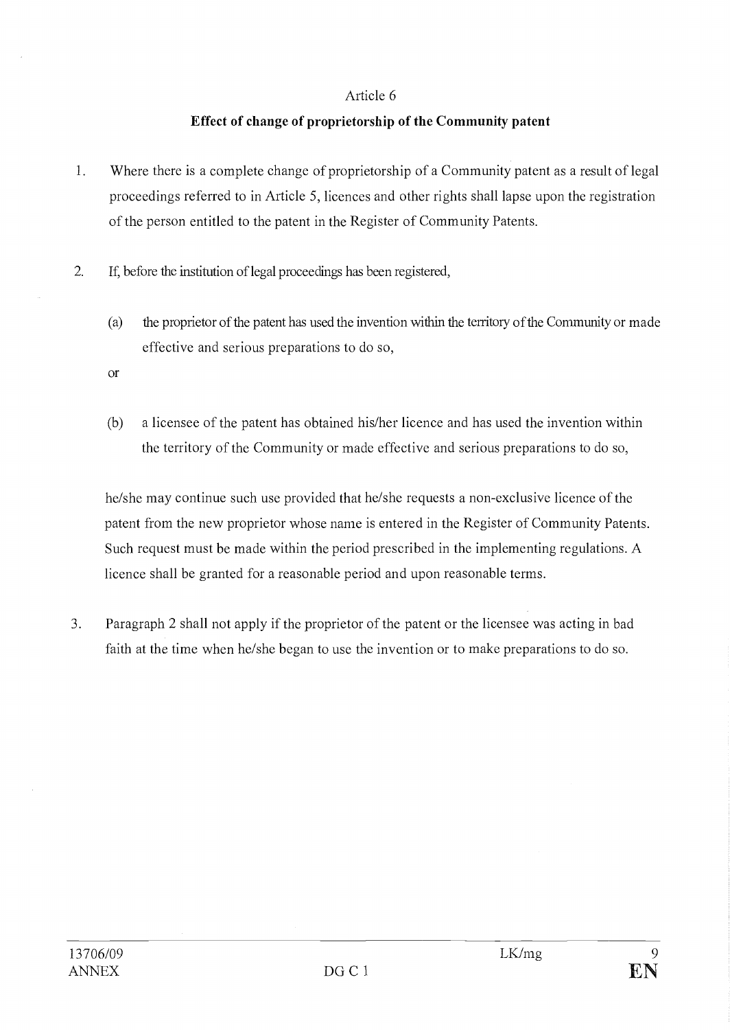Article 6

**Effect of change of proprietorship of the Community patent**

1. Where there is a complete change of proprietorship of a Community patent as a result of legal proceedings referred to in Article 5, licences and other rights shall lapse upon the registration of the person entitled to the patent in the Register of Community Patents.

2. If, before the institution of legal proceedings has been registered,

   (a) the proprietor of the patent has used the invention within the territory of the Community or made effective and serious preparations to do so,

   or

   (b) a licensee of the patent has obtained his/her licence and has used the invention within the territory of the Community or made effective and serious preparations to do so,

   he/she may continue such use provided that he/she requests a non-exclusive licence of the patent from the new proprietor whose name is entered in the Register of Community Patents. Such request must be made within the period prescribed in the implementing regulations. A licence shall be granted for a reasonable period and upon reasonable terms.

3. Paragraph 2 shall not apply if the proprietor of the patent or the licensee was acting in bad faith at the time when he/she began to use the invention or to make preparations to do so.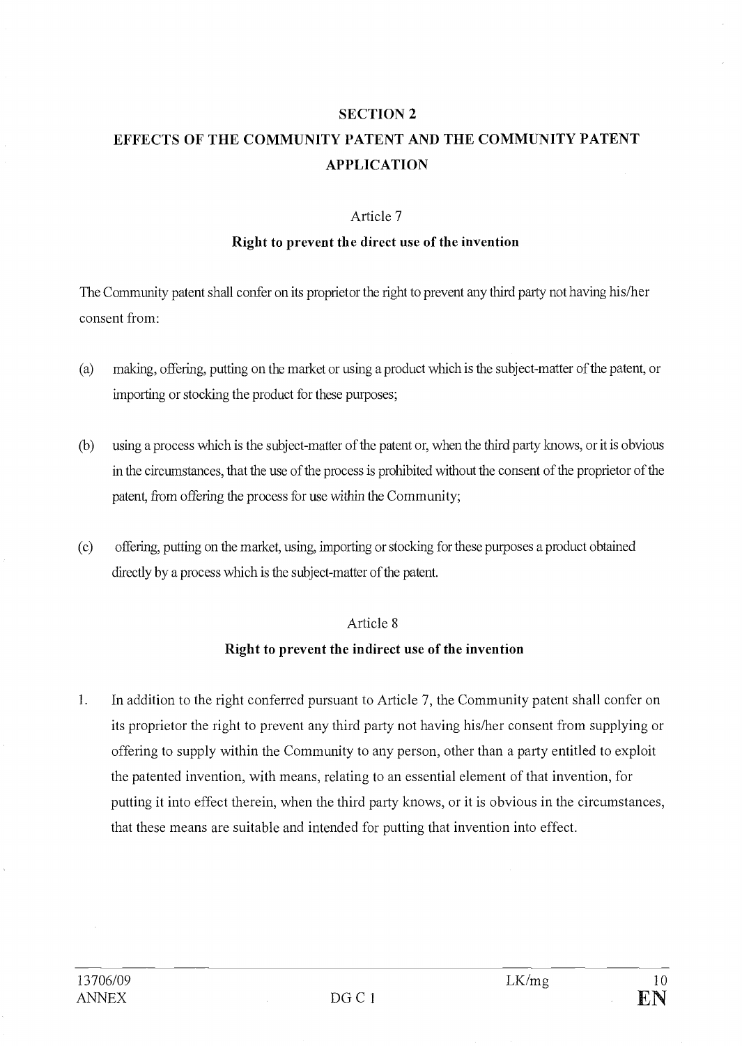## SECTION 2

## EFFECTS OF THE COMMUNITY PATENT AND THE COMMUNITY PATENT APPLICATION

### Article 7

### Right to prevent the direct use of the invention

The Community patent shall confer on its proprietor the right to prevent any third party not having his/her consent from:

(a) making, offering, putting on the market or using a product which is the subject-matter of the patent, or importing or stocking the product for these purposes;

(b) using a process which is the subject-matter of the patent or, when the third party knows, or it is obvious in the circumstances, that the use of the process is prohibited without the consent of the proprietor of the patent, from offering the process for use within the Community;

(c) offering, putting on the market, using, importing or stocking for these purposes a product obtained directly by a process which is the subject-matter of the patent.

### Article 8

### Right to prevent the indirect use of the invention

1. In addition to the right conferred pursuant to Article 7, the Community patent shall confer on its proprietor the right to prevent any third party not having his/her consent from supplying or offering to supply within the Community to any person, other than a party entitled to exploit the patented invention, with means, relating to an essential element of that invention, for putting it into effect therein, when the third party knows, or it is obvious in the circumstances, that these means are suitable and intended for putting that invention into effect.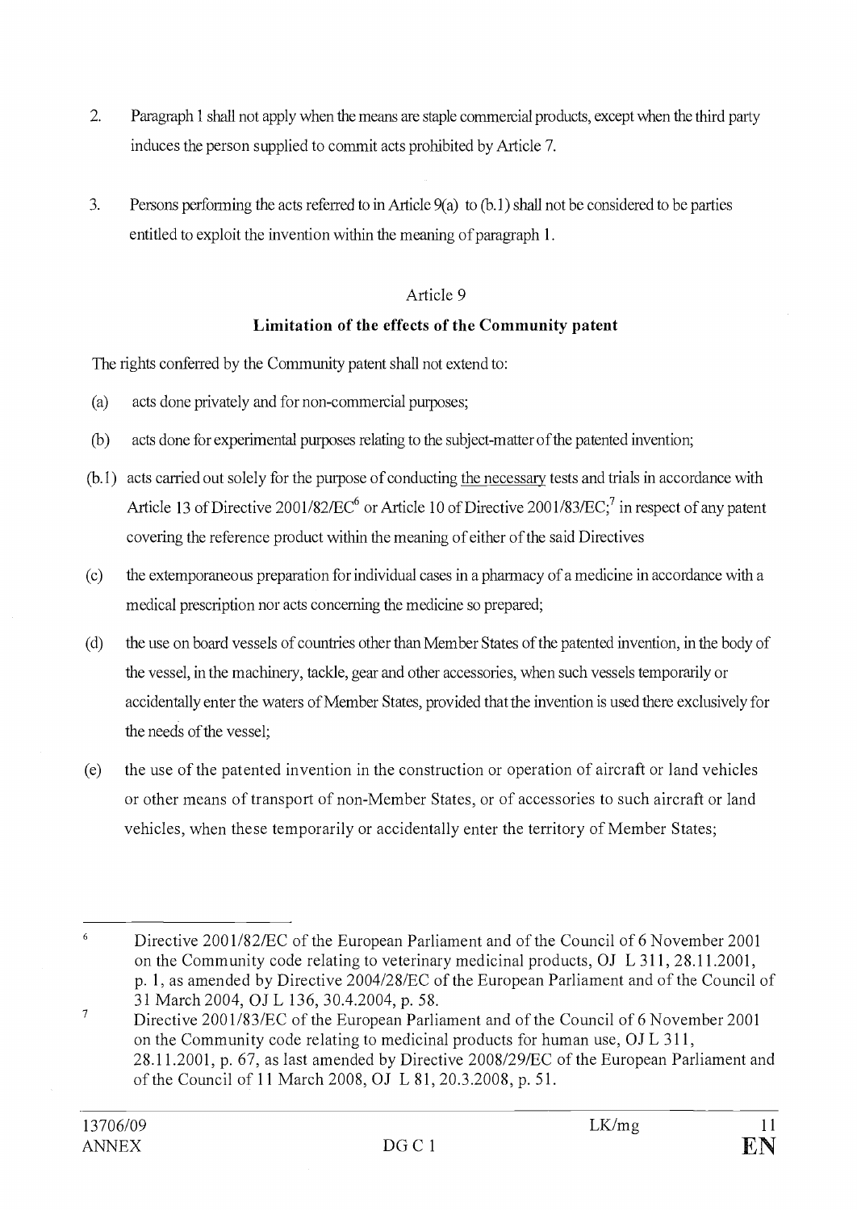2. Paragraph 1 shall not apply when the means are staple commercial products, except when the third party induces the person supplied to commit acts prohibited by Article 7.

3. Persons performing the acts referred to in Article 9(a) to (b.1) shall not be considered to be parties entitled to exploit the invention within the meaning of paragraph 1.

Article 9

**Limitation of the effects of the Community patent**

The rights conferred by the Community patent shall not extend to:

(a) acts done privately and for non-commercial purposes;

(b) acts done for experimental purposes relating to the subject-matter of the patented invention;

(b.1) acts carried out solely for the purpose of conducting <u>the necessary</u> tests and trials in accordance with Article 13 of Directive 2001/82/EC[6] or Article 10 of Directive 2001/83/EC;[7] in respect of any patent covering the reference product within the meaning of either of the said Directives

(c) the extemporaneous preparation for individual cases in a pharmacy of a medicine in accordance with a medical prescription nor acts concerning the medicine so prepared;

(d) the use on board vessels of countries other than Member States of the patented invention, in the body of the vessel, in the machinery, tackle, gear and other accessories, when such vessels temporarily or accidentally enter the waters of Member States, provided that the invention is used there exclusively for the needs of the vessel;

(e) the use of the patented invention in the construction or operation of aircraft or land vehicles or other means of transport of non-Member States, or of accessories to such aircraft or land vehicles, when these temporarily or accidentally enter the territory of Member States;

---

[6] Directive 2001/82/EC of the European Parliament and of the Council of 6 November 2001 on the Community code relating to veterinary medicinal products, OJ L 311, 28.11.2001, p. 1, as amended by Directive 2004/28/EC of the European Parliament and of the Council of 31 March 2004, OJ L 136, 30.4.2004, p. 58.

[7] Directive 2001/83/EC of the European Parliament and of the Council of 6 November 2001 on the Community code relating to medicinal products for human use, OJ L 311, 28.11.2001, p. 67, as last amended by Directive 2008/29/EC of the European Parliament and of the Council of 11 March 2008, OJ L 81, 20.3.2008, p. 51.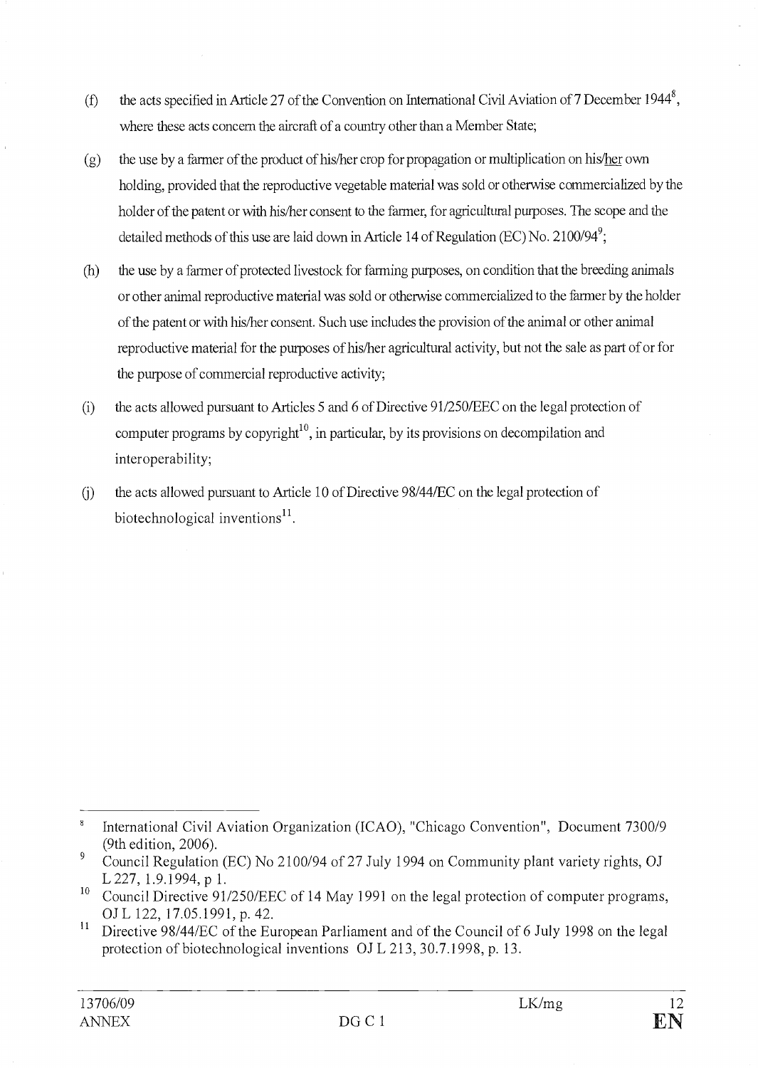(f) the acts specified in Article 27 of the Convention on International Civil Aviation of 7 December 1944[8], where these acts concern the aircraft of a country other than a Member State;

(g) the use by a farmer of the product of his/her crop for propagation or multiplication on his/her own holding, provided that the reproductive vegetable material was sold or otherwise commercialized by the holder of the patent or with his/her consent to the farmer, for agricultural purposes. The scope and the detailed methods of this use are laid down in Article 14 of Regulation (EC) No. 2100/94[9];

(h) the use by a farmer of protected livestock for farming purposes, on condition that the breeding animals or other animal reproductive material was sold or otherwise commercialized to the farmer by the holder of the patent or with his/her consent. Such use includes the provision of the animal or other animal reproductive material for the purposes of his/her agricultural activity, but not the sale as part of or for the purpose of commercial reproductive activity;

(i) the acts allowed pursuant to Articles 5 and 6 of Directive 91/250/EEC on the legal protection of computer programs by copyright[10], in particular, by its provisions on decompilation and interoperability;

(j) the acts allowed pursuant to Article 10 of Directive 98/44/EC on the legal protection of biotechnological inventions[11].

---

[8] International Civil Aviation Organization (ICAO), "Chicago Convention", Document 7300/9 (9th edition, 2006).

[9] Council Regulation (EC) No 2100/94 of 27 July 1994 on Community plant variety rights, OJ L 227, 1.9.1994, p 1.

[10] Council Directive 91/250/EEC of 14 May 1991 on the legal protection of computer programs, OJ L 122, 17.05.1991, p. 42.

[11] Directive 98/44/EC of the European Parliament and of the Council of 6 July 1998 on the legal protection of biotechnological inventions OJ L 213, 30.7.1998, p. 13.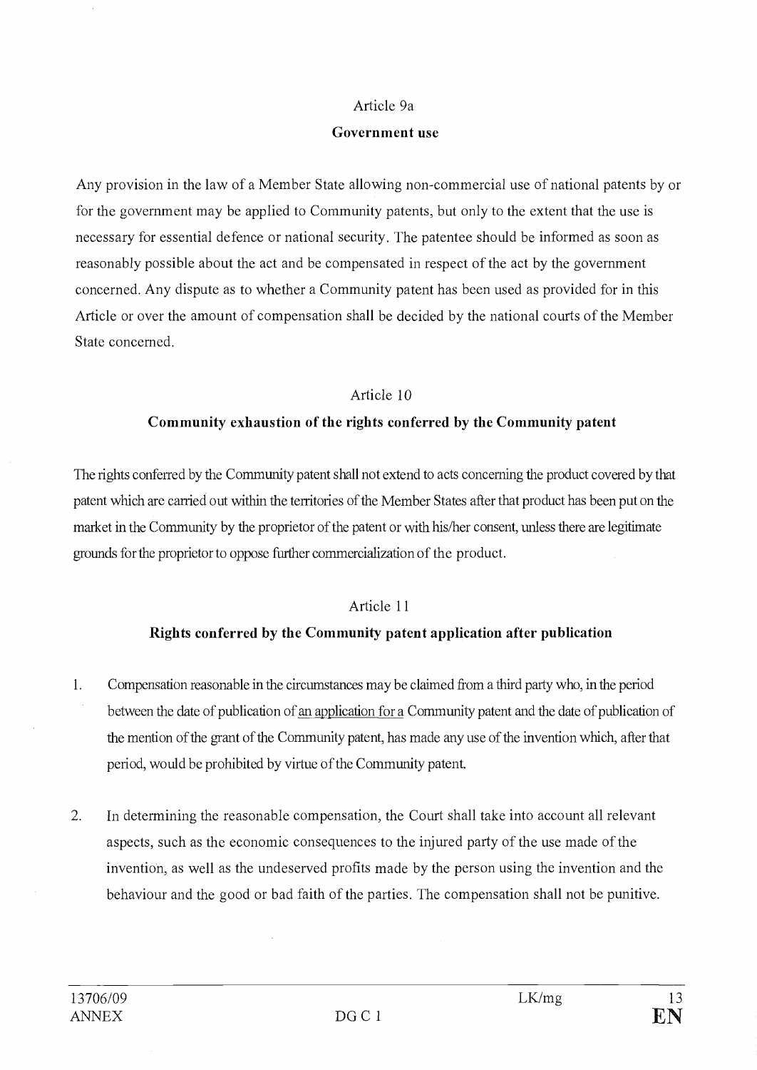Article 9a

**Government use**

Any provision in the law of a Member State allowing non-commercial use of national patents by or for the government may be applied to Community patents, but only to the extent that the use is necessary for essential defence or national security. The patentee should be informed as soon as reasonably possible about the act and be compensated in respect of the act by the government concerned. Any dispute as to whether a Community patent has been used as provided for in this Article or over the amount of compensation shall be decided by the national courts of the Member State concerned.

Article 10

**Community exhaustion of the rights conferred by the Community patent**

The rights conferred by the Community patent shall not extend to acts concerning the product covered by that patent which are carried out within the territories of the Member States after that product has been put on the market in the Community by the proprietor of the patent or with his/her consent, unless there are legitimate grounds for the proprietor to oppose further commercialization of the product.

Article 11

**Rights conferred by the Community patent application after publication**

1. Compensation reasonable in the circumstances may be claimed from a third party who, in the period between the date of publication of an application for a Community patent and the date of publication of the mention of the grant of the Community patent, has made any use of the invention which, after that period, would be prohibited by virtue of the Community patent.

2. In determining the reasonable compensation, the Court shall take into account all relevant aspects, such as the economic consequences to the injured party of the use made of the invention, as well as the undeserved profits made by the person using the invention and the behaviour and the good or bad faith of the parties. The compensation shall not be punitive.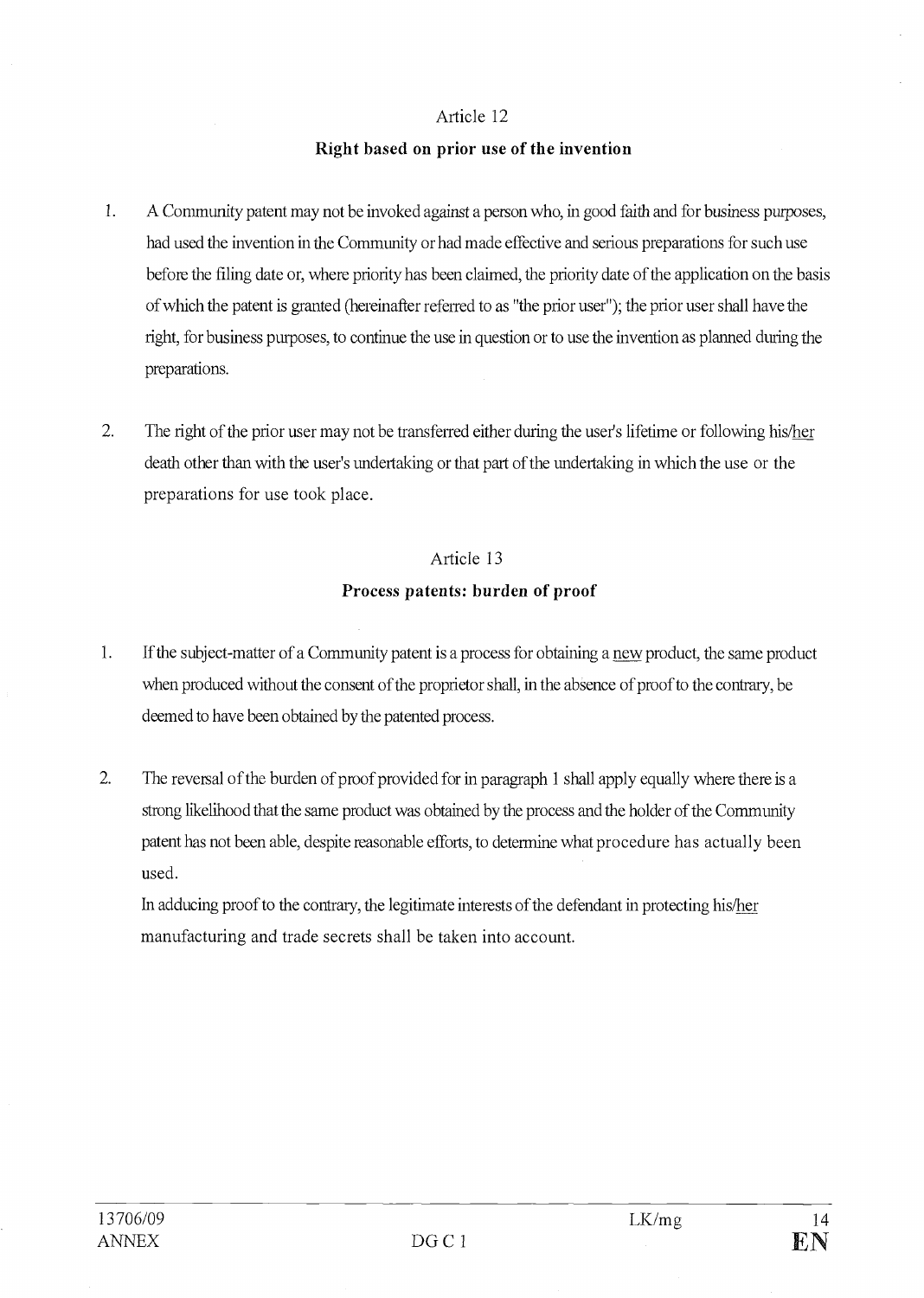Article 12

**Right based on prior use of the invention**

1. A Community patent may not be invoked against a person who, in good faith and for business purposes, had used the invention in the Community or had made effective and serious preparations for such use before the filing date or, where priority has been claimed, the priority date of the application on the basis of which the patent is granted (hereinafter referred to as "the prior user"); the prior user shall have the right, for business purposes, to continue the use in question or to use the invention as planned during the preparations.

2. The right of the prior user may not be transferred either during the user's lifetime or following his/her death other than with the user's undertaking or that part of the undertaking in which the use or the preparations for use took place.

Article 13

**Process patents: burden of proof**

1. If the subject-matter of a Community patent is a process for obtaining a new product, the same product when produced without the consent of the proprietor shall, in the absence of proof to the contrary, be deemed to have been obtained by the patented process.

2. The reversal of the burden of proof provided for in paragraph 1 shall apply equally where there is a strong likelihood that the same product was obtained by the process and the holder of the Community patent has not been able, despite reasonable efforts, to determine what procedure has actually been used.

   In adducing proof to the contrary, the legitimate interests of the defendant in protecting his/her manufacturing and trade secrets shall be taken into account.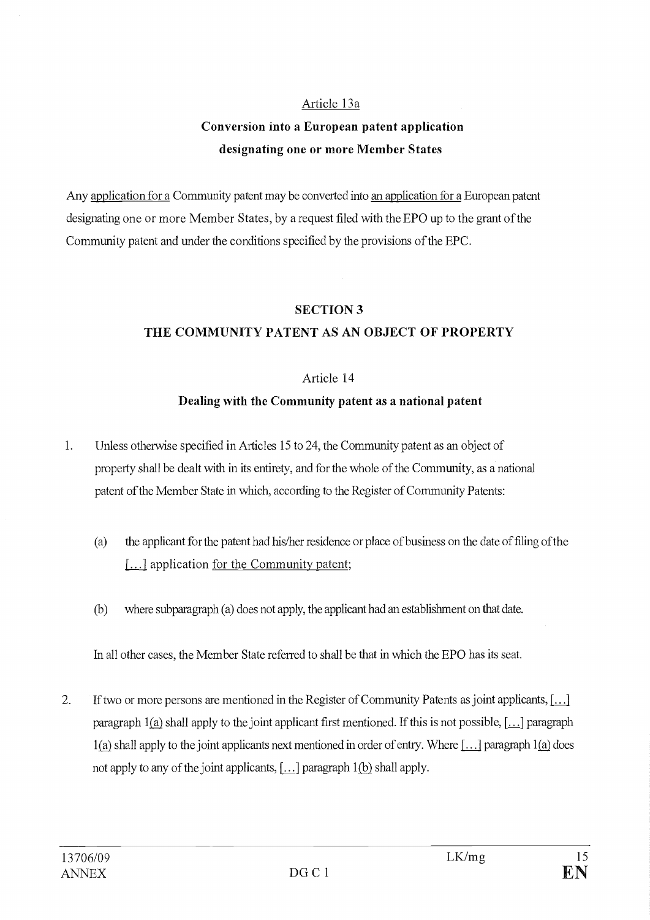Article 13a

**Conversion into a European patent application designating one or more Member States**

Any application for a Community patent may be converted into an application for a European patent designating one or more Member States, by a request filed with the EPO up to the grant of the Community patent and under the conditions specified by the provisions of the EPC.

## SECTION 3
## THE COMMUNITY PATENT AS AN OBJECT OF PROPERTY

Article 14

**Dealing with the Community patent as a national patent**

1. Unless otherwise specified in Articles 15 to 24, the Community patent as an object of property shall be dealt with in its entirety, and for the whole of the Community, as a national patent of the Member State in which, according to the Register of Community Patents:

   (a) the applicant for the patent had his/her residence or place of business on the date of filing of the [...] application for the Community patent;

   (b) where subparagraph (a) does not apply, the applicant had an establishment on that date.

   In all other cases, the Member State referred to shall be that in which the EPO has its seat.

2. If two or more persons are mentioned in the Register of Community Patents as joint applicants, [...] paragraph 1(a) shall apply to the joint applicant first mentioned. If this is not possible, [...] paragraph 1(a) shall apply to the joint applicants next mentioned in order of entry. Where [...] paragraph 1(a) does not apply to any of the joint applicants, [...] paragraph 1(b) shall apply.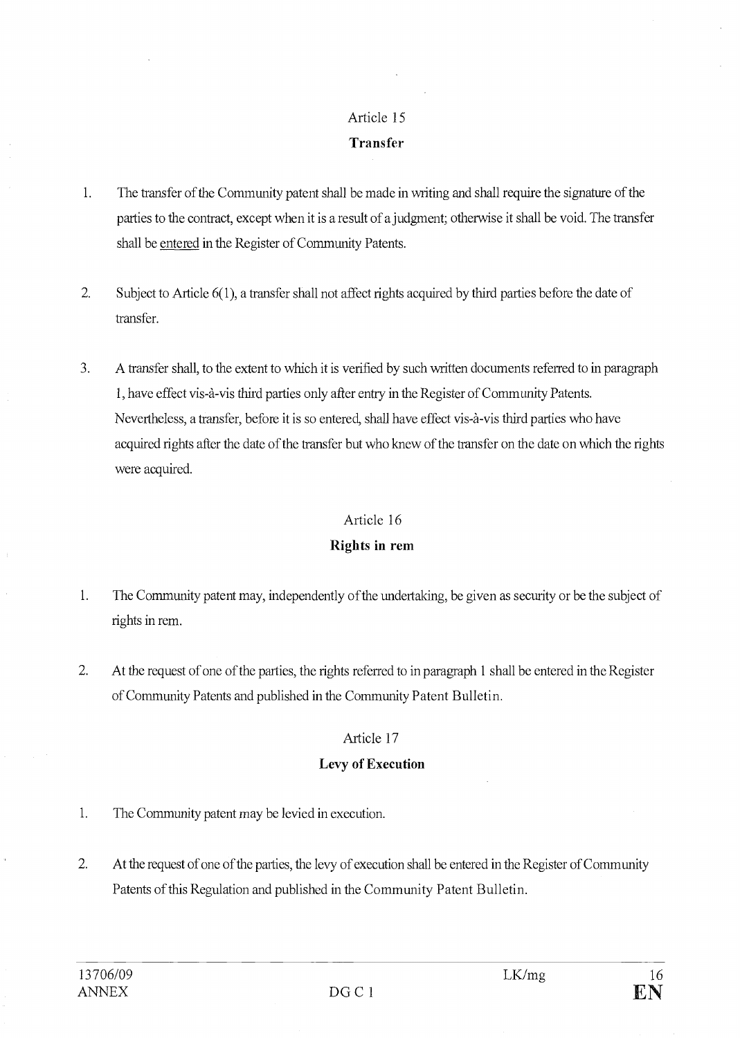Article 15

**Transfer**

1. The transfer of the Community patent shall be made in writing and shall require the signature of the parties to the contract, except when it is a result of a judgment; otherwise it shall be void. The transfer shall be entered in the Register of Community Patents.

2. Subject to Article 6(1), a transfer shall not affect rights acquired by third parties before the date of transfer.

3. A transfer shall, to the extent to which it is verified by such written documents referred to in paragraph 1, have effect vis-à-vis third parties only after entry in the Register of Community Patents. Nevertheless, a transfer, before it is so entered, shall have effect vis-à-vis third parties who have acquired rights after the date of the transfer but who knew of the transfer on the date on which the rights were acquired.

Article 16

**Rights in rem**

1. The Community patent may, independently of the undertaking, be given as security or be the subject of rights in rem.

2. At the request of one of the parties, the rights referred to in paragraph 1 shall be entered in the Register of Community Patents and published in the Community Patent Bulletin.

Article 17

**Levy of Execution**

1. The Community patent may be levied in execution.

2. At the request of one of the parties, the levy of execution shall be entered in the Register of Community Patents of this Regulation and published in the Community Patent Bulletin.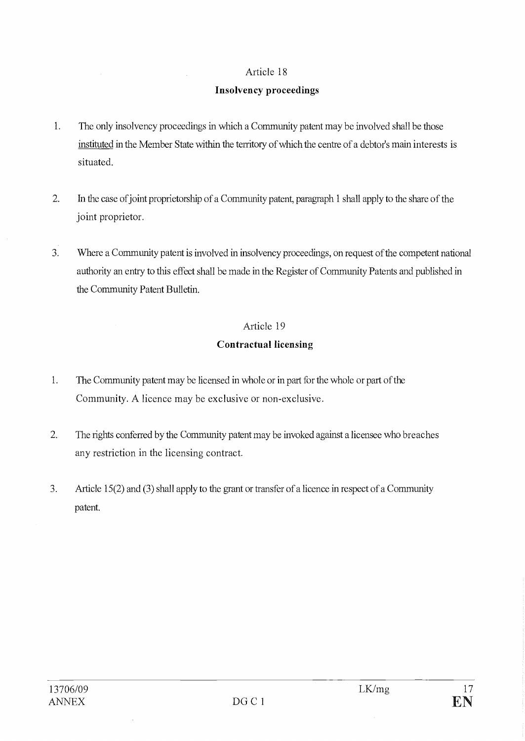## Article 18

### Insolvency proceedings

1. The only insolvency proceedings in which a Community patent may be involved shall be those instituted in the Member State within the territory of which the centre of a debtor's main interests is situated.

2. In the case of joint proprietorship of a Community patent, paragraph 1 shall apply to the share of the joint proprietor.

3. Where a Community patent is involved in insolvency proceedings, on request of the competent national authority an entry to this effect shall be made in the Register of Community Patents and published in the Community Patent Bulletin.

## Article 19

### Contractual licensing

1. The Community patent may be licensed in whole or in part for the whole or part of the Community. A licence may be exclusive or non-exclusive.

2. The rights conferred by the Community patent may be invoked against a licensee who breaches any restriction in the licensing contract.

3. Article 15(2) and (3) shall apply to the grant or transfer of a licence in respect of a Community patent.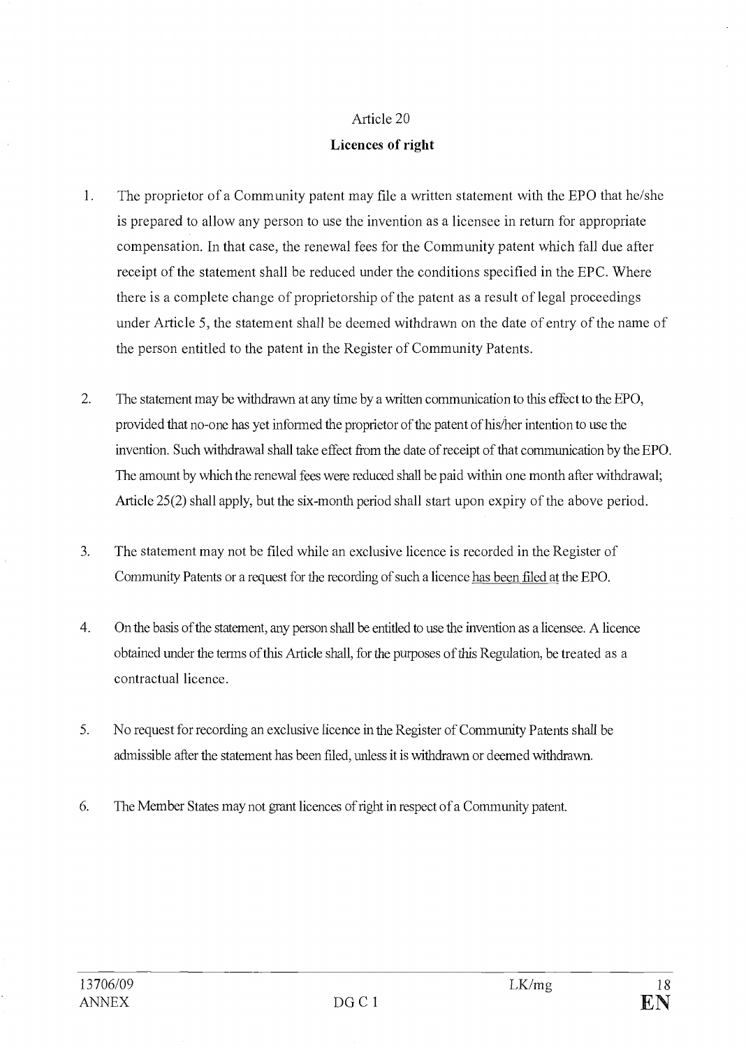Article 20

**Licences of right**

1. The proprietor of a Community patent may file a written statement with the EPO that he/she is prepared to allow any person to use the invention as a licensee in return for appropriate compensation. In that case, the renewal fees for the Community patent which fall due after receipt of the statement shall be reduced under the conditions specified in the EPC. Where there is a complete change of proprietorship of the patent as a result of legal proceedings under Article 5, the statement shall be deemed withdrawn on the date of entry of the name of the person entitled to the patent in the Register of Community Patents.

2. The statement may be withdrawn at any time by a written communication to this effect to the EPO, provided that no-one has yet informed the proprietor of the patent of his/her intention to use the invention. Such withdrawal shall take effect from the date of receipt of that communication by the EPO. The amount by which the renewal fees were reduced shall be paid within one month after withdrawal; Article 25(2) shall apply, but the six-month period shall start upon expiry of the above period.

3. The statement may not be filed while an exclusive licence is recorded in the Register of Community Patents or a request for the recording of such a licence has been filed at the EPO.

4. On the basis of the statement, any person shall be entitled to use the invention as a licensee. A licence obtained under the terms of this Article shall, for the purposes of this Regulation, be treated as a contractual licence.

5. No request for recording an exclusive licence in the Register of Community Patents shall be admissible after the statement has been filed, unless it is withdrawn or deemed withdrawn.

6. The Member States may not grant licences of right in respect of a Community patent.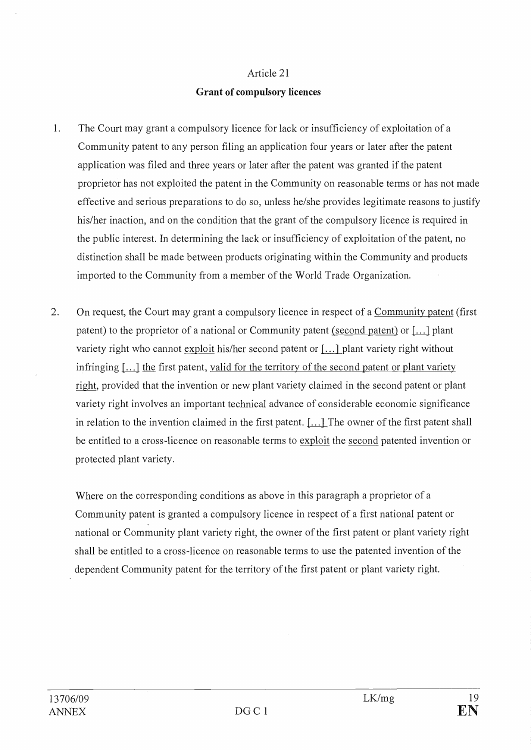Article 21

**Grant of compulsory licences**

1. The Court may grant a compulsory licence for lack or insufficiency of exploitation of a Community patent to any person filing an application four years or later after the patent application was filed and three years or later after the patent was granted if the patent proprietor has not exploited the patent in the Community on reasonable terms or has not made effective and serious preparations to do so, unless he/she provides legitimate reasons to justify his/her inaction, and on the condition that the grant of the compulsory licence is required in the public interest. In determining the lack or insufficiency of exploitation of the patent, no distinction shall be made between products originating within the Community and products imported to the Community from a member of the World Trade Organization.

2. On request, the Court may grant a compulsory licence in respect of a Community patent (first patent) to the proprietor of a national or Community patent (second patent) or [...] plant variety right who cannot exploit his/her second patent or [...] plant variety right without infringing [...] the first patent, valid for the territory of the second patent or plant variety right, provided that the invention or new plant variety claimed in the second patent or plant variety right involves an important technical advance of considerable economic significance in relation to the invention claimed in the first patent. [...] The owner of the first patent shall be entitled to a cross-licence on reasonable terms to exploit the second patented invention or protected plant variety.

   Where on the corresponding conditions as above in this paragraph a proprietor of a Community patent is granted a compulsory licence in respect of a first national patent or national or Community plant variety right, the owner of the first patent or plant variety right shall be entitled to a cross-licence on reasonable terms to use the patented invention of the dependent Community patent for the territory of the first patent or plant variety right.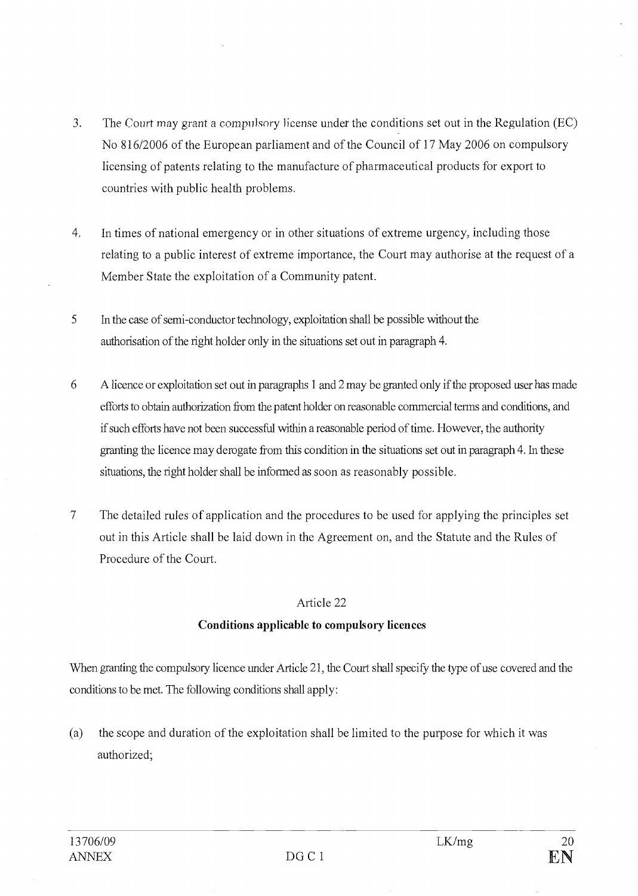3. The Court may grant a compulsory license under the conditions set out in the Regulation (EC) No 816/2006 of the European parliament and of the Council of 17 May 2006 on compulsory licensing of patents relating to the manufacture of pharmaceutical products for export to countries with public health problems.

4. In times of national emergency or in other situations of extreme urgency, including those relating to a public interest of extreme importance, the Court may authorise at the request of a Member State the exploitation of a Community patent.

5 In the case of semi-conductor technology, exploitation shall be possible without the authorisation of the right holder only in the situations set out in paragraph 4.

6 A licence or exploitation set out in paragraphs 1 and 2 may be granted only if the proposed user has made efforts to obtain authorization from the patent holder on reasonable commercial terms and conditions, and if such efforts have not been successful within a reasonable period of time. However, the authority granting the licence may derogate from this condition in the situations set out in paragraph 4. In these situations, the right holder shall be informed as soon as reasonably possible.

7 The detailed rules of application and the procedures to be used for applying the principles set out in this Article shall be laid down in the Agreement on, and the Statute and the Rules of Procedure of the Court.

Article 22

**Conditions applicable to compulsory licences**

When granting the compulsory licence under Article 21, the Court shall specify the type of use covered and the conditions to be met. The following conditions shall apply:

(a) the scope and duration of the exploitation shall be limited to the purpose for which it was authorized;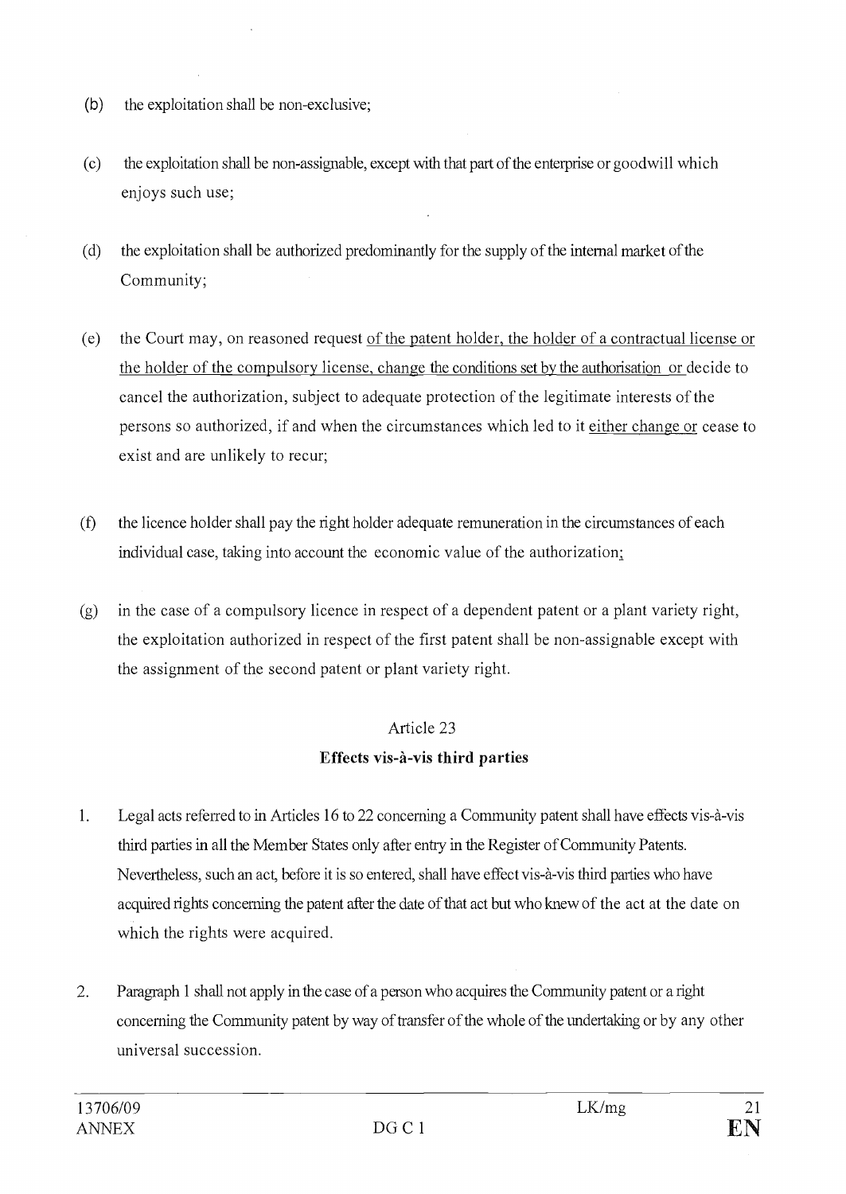(b) the exploitation shall be non-exclusive;

(c) the exploitation shall be non-assignable, except with that part of the enterprise or goodwill which enjoys such use;

(d) the exploitation shall be authorized predominantly for the supply of the internal market of the Community;

(e) the Court may, on reasoned request of the patent holder, the holder of a contractual license or the holder of the compulsory license, change the conditions set by the authorisation or decide to cancel the authorization, subject to adequate protection of the legitimate interests of the persons so authorized, if and when the circumstances which led to it either change or cease to exist and are unlikely to recur;

(f) the licence holder shall pay the right holder adequate remuneration in the circumstances of each individual case, taking into account the economic value of the authorization;

(g) in the case of a compulsory licence in respect of a dependent patent or a plant variety right, the exploitation authorized in respect of the first patent shall be non-assignable except with the assignment of the second patent or plant variety right.

Article 23

**Effects vis-à-vis third parties**

1. Legal acts referred to in Articles 16 to 22 concerning a Community patent shall have effects vis-à-vis third parties in all the Member States only after entry in the Register of Community Patents. Nevertheless, such an act, before it is so entered, shall have effect vis-à-vis third parties who have acquired rights concerning the patent after the date of that act but who knew of the act at the date on which the rights were acquired.

2. Paragraph 1 shall not apply in the case of a person who acquires the Community patent or a right concerning the Community patent by way of transfer of the whole of the undertaking or by any other universal succession.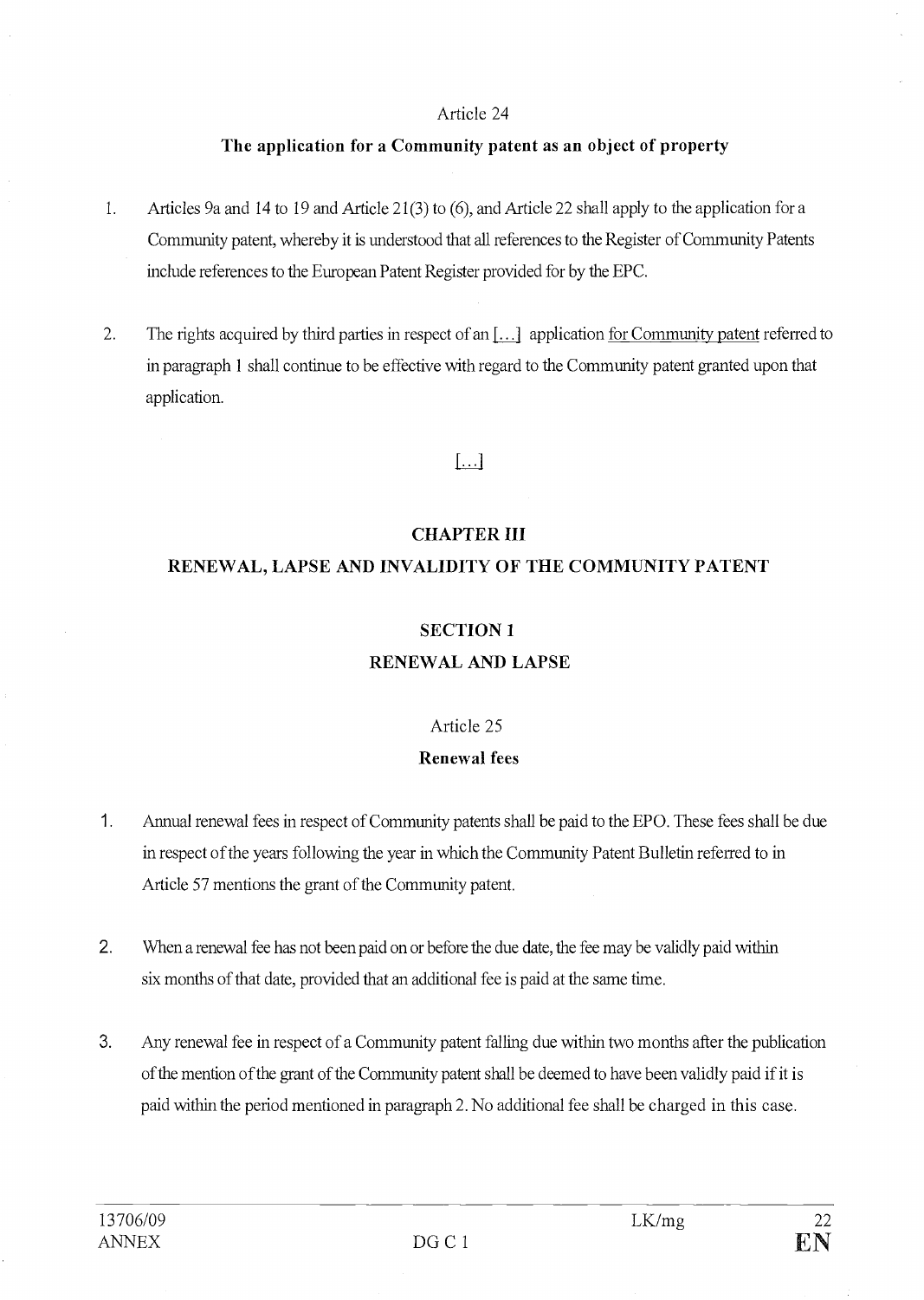Article 24

**The application for a Community patent as an object of property**

1. Articles 9a and 14 to 19 and Article 21(3) to (6), and Article 22 shall apply to the application for a Community patent, whereby it is understood that all references to the Register of Community Patents include references to the European Patent Register provided for by the EPC.

2. The rights acquired by third parties in respect of an [...] application for Community patent referred to in paragraph 1 shall continue to be effective with regard to the Community patent granted upon that application.

[...]

## CHAPTER III
## RENEWAL, LAPSE AND INVALIDITY OF THE COMMUNITY PATENT

### SECTION 1
### RENEWAL AND LAPSE

Article 25

**Renewal fees**

1. Annual renewal fees in respect of Community patents shall be paid to the EPO. These fees shall be due in respect of the years following the year in which the Community Patent Bulletin referred to in Article 57 mentions the grant of the Community patent.

2. When a renewal fee has not been paid on or before the due date, the fee may be validly paid within six months of that date, provided that an additional fee is paid at the same time.

3. Any renewal fee in respect of a Community patent falling due within two months after the publication of the mention of the grant of the Community patent shall be deemed to have been validly paid if it is paid within the period mentioned in paragraph 2. No additional fee shall be charged in this case.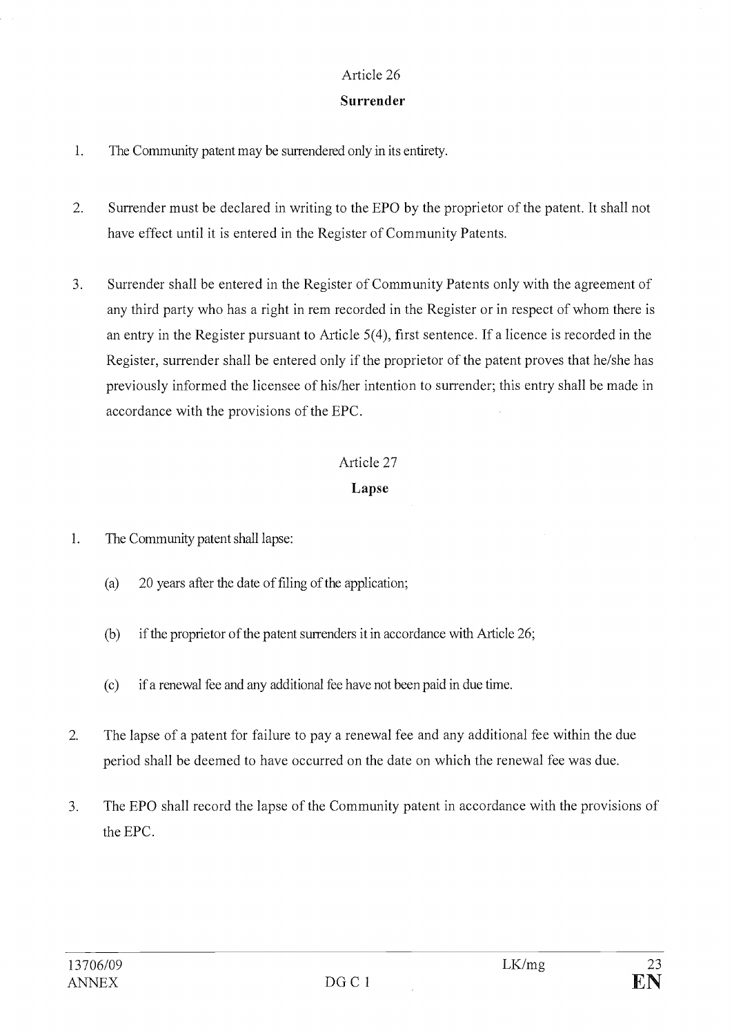Article 26

**Surrender**

1. The Community patent may be surrendered only in its entirety.

2. Surrender must be declared in writing to the EPO by the proprietor of the patent. It shall not have effect until it is entered in the Register of Community Patents.

3. Surrender shall be entered in the Register of Community Patents only with the agreement of any third party who has a right in rem recorded in the Register or in respect of whom there is an entry in the Register pursuant to Article 5(4), first sentence. If a licence is recorded in the Register, surrender shall be entered only if the proprietor of the patent proves that he/she has previously informed the licensee of his/her intention to surrender; this entry shall be made in accordance with the provisions of the EPC.

Article 27

**Lapse**

1. The Community patent shall lapse:

   (a) 20 years after the date of filing of the application;

   (b) if the proprietor of the patent surrenders it in accordance with Article 26;

   (c) if a renewal fee and any additional fee have not been paid in due time.

2. The lapse of a patent for failure to pay a renewal fee and any additional fee within the due period shall be deemed to have occurred on the date on which the renewal fee was due.

3. The EPO shall record the lapse of the Community patent in accordance with the provisions of the EPC.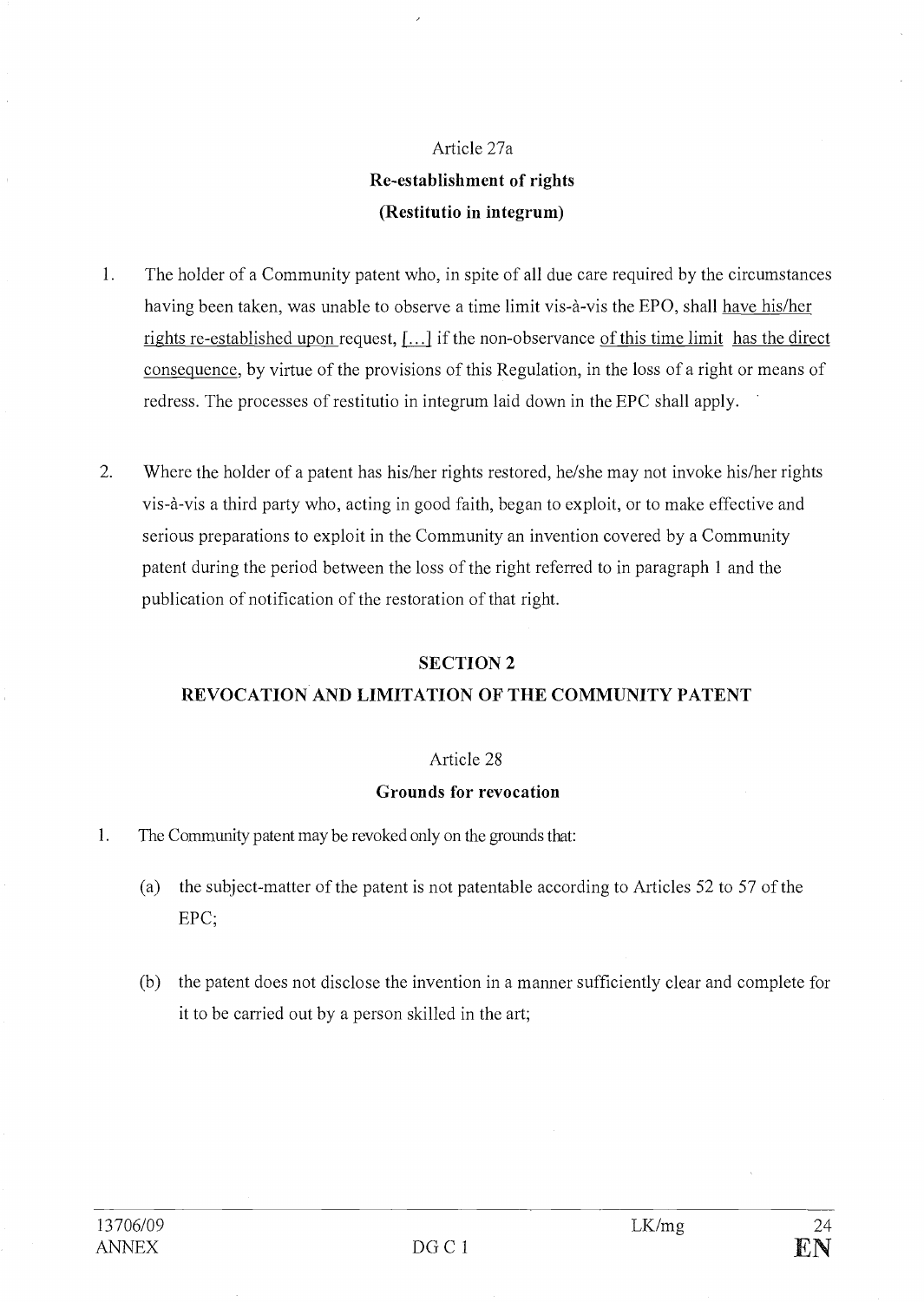### Article 27a

### Re-establishment of rights

### (Restitutio in integrum)

1. The holder of a Community patent who, in spite of all due care required by the circumstances having been taken, was unable to observe a time limit vis-à-vis the EPO, shall have his/her rights re-established upon request, [...] if the non-observance of this time limit has the direct consequence, by virtue of the provisions of this Regulation, in the loss of a right or means of redress. The processes of restitutio in integrum laid down in the EPC shall apply.

2. Where the holder of a patent has his/her rights restored, he/she may not invoke his/her rights vis-à-vis a third party who, acting in good faith, began to exploit, or to make effective and serious preparations to exploit in the Community an invention covered by a Community patent during the period between the loss of the right referred to in paragraph 1 and the publication of notification of the restoration of that right.

## SECTION 2

## REVOCATION AND LIMITATION OF THE COMMUNITY PATENT

### Article 28

### Grounds for revocation

1. The Community patent may be revoked only on the grounds that:

   (a) the subject-matter of the patent is not patentable according to Articles 52 to 57 of the EPC;

   (b) the patent does not disclose the invention in a manner sufficiently clear and complete for it to be carried out by a person skilled in the art;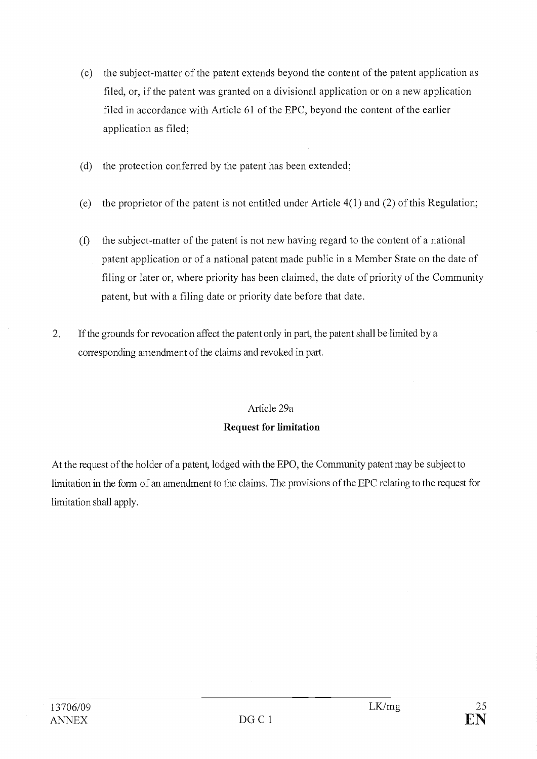(c) the subject-matter of the patent extends beyond the content of the patent application as filed, or, if the patent was granted on a divisional application or on a new application filed in accordance with Article 61 of the EPC, beyond the content of the earlier application as filed;

(d) the protection conferred by the patent has been extended;

(e) the proprietor of the patent is not entitled under Article 4(1) and (2) of this Regulation;

(f) the subject-matter of the patent is not new having regard to the content of a national patent application or of a national patent made public in a Member State on the date of filing or later or, where priority has been claimed, the date of priority of the Community patent, but with a filing date or priority date before that date.

2. If the grounds for revocation affect the patent only in part, the patent shall be limited by a corresponding amendment of the claims and revoked in part.

Article 29a

**Request for limitation**

At the request of the holder of a patent, lodged with the EPO, the Community patent may be subject to limitation in the form of an amendment to the claims. The provisions of the EPC relating to the request for limitation shall apply.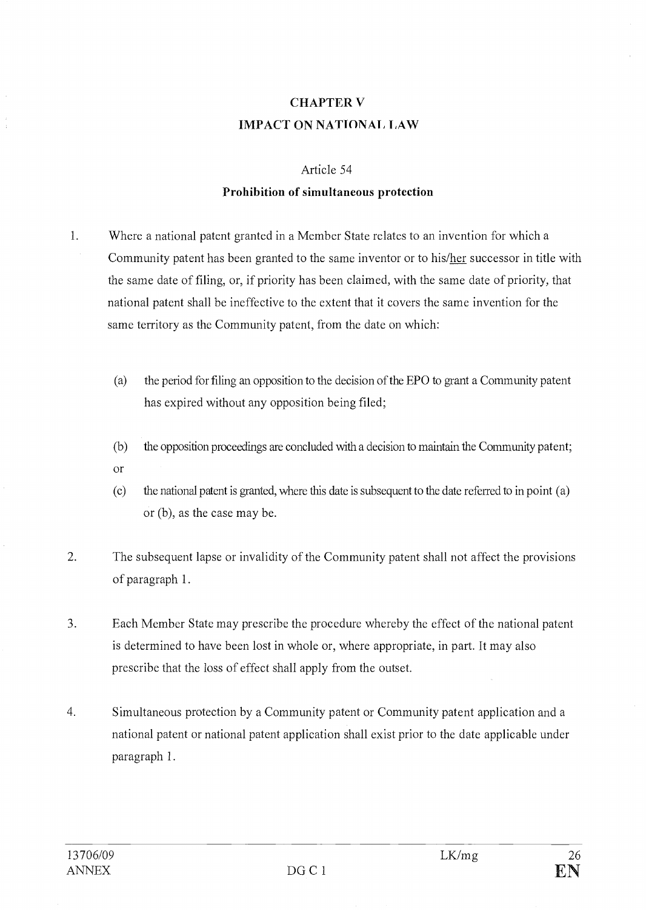# CHAPTER V
# IMPACT ON NATIONAL LAW

## Article 54
## Prohibition of simultaneous protection

1. Where a national patent granted in a Member State relates to an invention for which a Community patent has been granted to the same inventor or to his/her successor in title with the same date of filing, or, if priority has been claimed, with the same date of priority, that national patent shall be ineffective to the extent that it covers the same invention for the same territory as the Community patent, from the date on which:

   (a) the period for filing an opposition to the decision of the EPO to grant a Community patent has expired without any opposition being filed;

   (b) the opposition proceedings are concluded with a decision to maintain the Community patent;

   or

   (c) the national patent is granted, where this date is subsequent to the date referred to in point (a) or (b), as the case may be.

2. The subsequent lapse or invalidity of the Community patent shall not affect the provisions of paragraph 1.

3. Each Member State may prescribe the procedure whereby the effect of the national patent is determined to have been lost in whole or, where appropriate, in part. It may also prescribe that the loss of effect shall apply from the outset.

4. Simultaneous protection by a Community patent or Community patent application and a national patent or national patent application shall exist prior to the date applicable under paragraph 1.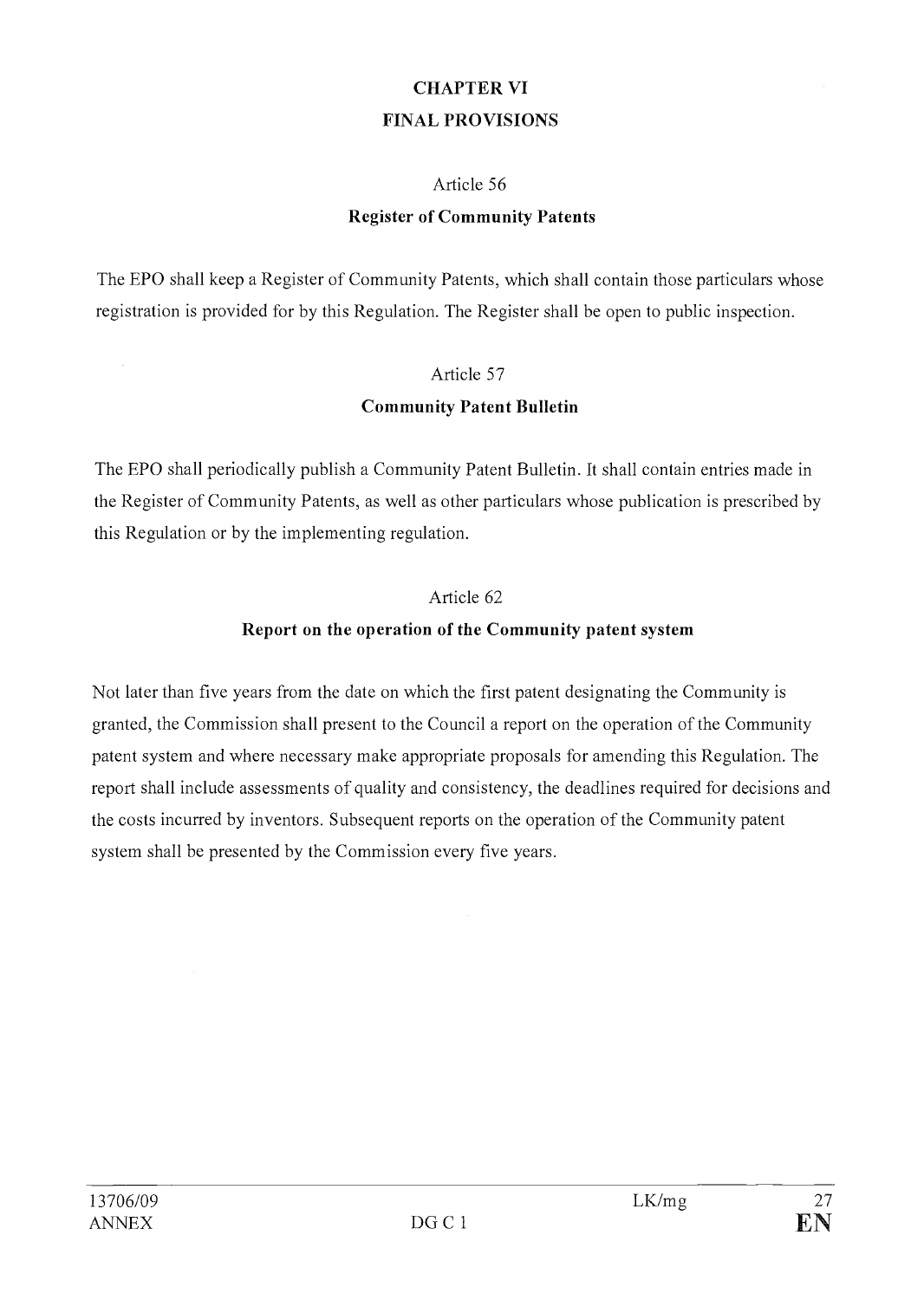# CHAPTER VI
# FINAL PROVISIONS

Article 56

**Register of Community Patents**

The EPO shall keep a Register of Community Patents, which shall contain those particulars whose registration is provided for by this Regulation. The Register shall be open to public inspection.

Article 57

**Community Patent Bulletin**

The EPO shall periodically publish a Community Patent Bulletin. It shall contain entries made in the Register of Community Patents, as well as other particulars whose publication is prescribed by this Regulation or by the implementing regulation.

Article 62

**Report on the operation of the Community patent system**

Not later than five years from the date on which the first patent designating the Community is granted, the Commission shall present to the Council a report on the operation of the Community patent system and where necessary make appropriate proposals for amending this Regulation. The report shall include assessments of quality and consistency, the deadlines required for decisions and the costs incurred by inventors. Subsequent reports on the operation of the Community patent system shall be presented by the Commission every five years.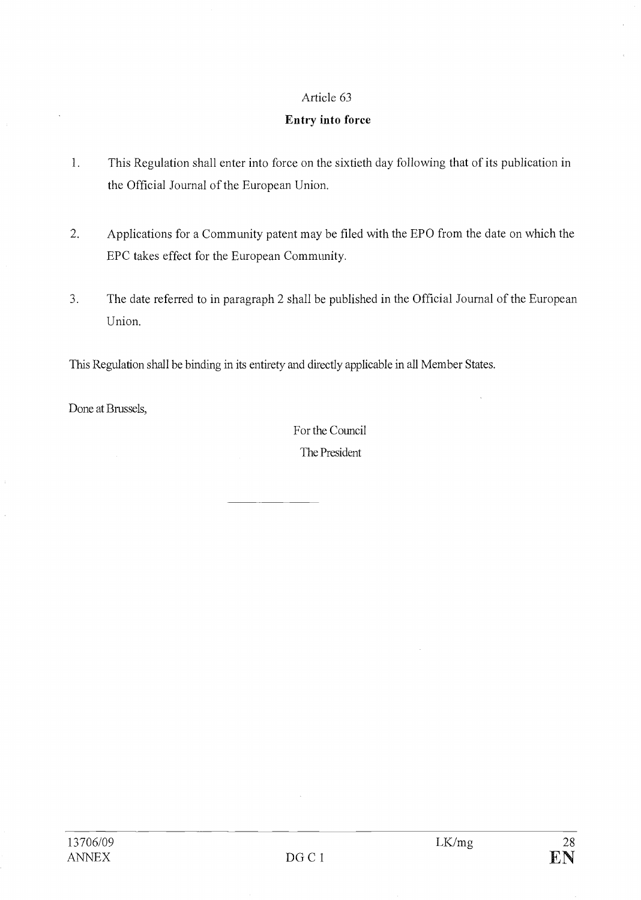Article 63

**Entry into force**

1. This Regulation shall enter into force on the sixtieth day following that of its publication in the Official Journal of the European Union.

2. Applications for a Community patent may be filed with the EPO from the date on which the EPC takes effect for the European Community.

3. The date referred to in paragraph 2 shall be published in the Official Journal of the European Union.

This Regulation shall be binding in its entirety and directly applicable in all Member States.

Done at Brussels,

For the Council

The President